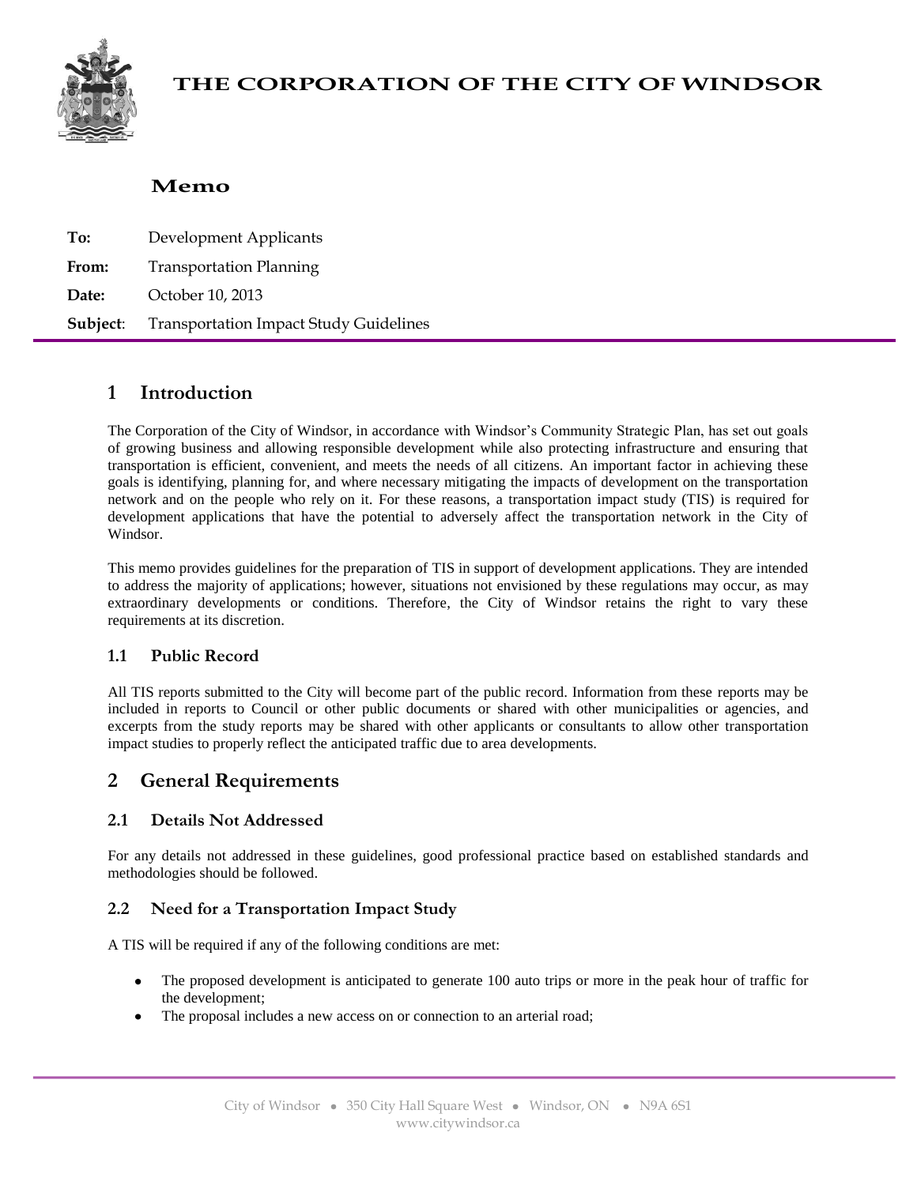# THE CORPORATION OF THE CITY OF WINDSOR

## Memo

**To:** Development Applicants

**From:** Transportation Planning

**Date:** October 10, 2013

**Subject**: Transportation Impact Study Guidelines

## 1 Introduction

The Corporation of the City of Windsor, in accordance with Windsor's Community Strategic Plan, has set out goals of growing business and allowing responsible development while also protecting infrastructure and ensuring that transportation is efficient, convenient, and meets the needs of all citizens. An important factor in achieving these goals is identifying, planning for, and where necessary mitigating the impacts of development on the transportation network and on the people who rely on it. For these reasons, a transportation impact study (TIS) is required for development applications that have the potential to adversely affect the transportation network in the City of Windsor.

This memo provides guidelines for the preparation of TIS in support of development applications. They are intended to address the majority of applications; however, situations not envisioned by these regulations may occur, as may extraordinary developments or conditions. Therefore, the City of Windsor retains the right to vary these requirements at its discretion.

### 1.1 Public Record

All TIS reports submitted to the City will become part of the public record. Information from these reports may be included in reports to Council or other public documents or shared with other municipalities or agencies, and excerpts from the study reports may be shared with other applicants or consultants to allow other transportation impact studies to properly reflect the anticipated traffic due to area developments.

## 2 General Requirements

### 2.1 Details Not Addressed

For any details not addressed in these guidelines, good professional practice based on established standards and methodologies should be followed.

### 2.2 Need for a Transportation Impact Study

A TIS will be required if any of the following conditions are met:

- The proposed development is anticipated to generate 100 auto trips or more in the peak hour of traffic for the development;
- The proposal includes a new access on or connection to an arterial road;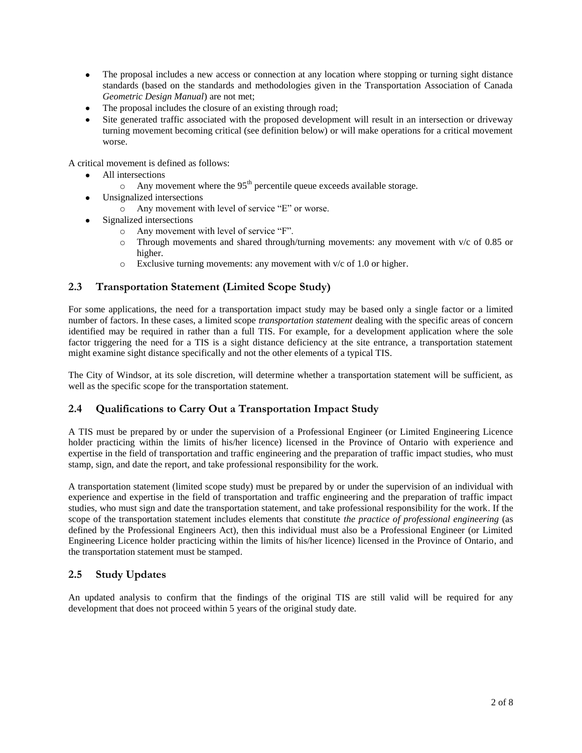- The proposal includes a new access or connection at any location where stopping or turning sight distance standards (based on the standards and methodologies given in the Transportation Association of Canada *Geometric Design Manual*) are not met;
- The proposal includes the closure of an existing through road;
- Site generated traffic associated with the proposed development will result in an intersection or driveway turning movement becoming critical (see definition below) or will make operations for a critical movement worse.

A critical movement is defined as follows:

- All intersections
  - Any movement where the 95th percentile queue exceeds available storage.
- Unsignalized intersections
  - Any movement with level of service "E" or worse.
- Signalized intersections
  - Any movement with level of service "F".
  - Through movements and shared through/turning movements: any movement with v/c of 0.85 or higher.
  - Exclusive turning movements: any movement with v/c of 1.0 or higher.

## 2.3 Transportation Statement (Limited Scope Study)

For some applications, the need for a transportation impact study may be based only a single factor or a limited number of factors. In these cases, a limited scope *transportation statement* dealing with the specific areas of concern identified may be required in rather than a full TIS. For example, for a development application where the sole factor triggering the need for a TIS is a sight distance deficiency at the site entrance, a transportation statement might examine sight distance specifically and not the other elements of a typical TIS.

The City of Windsor, at its sole discretion, will determine whether a transportation statement will be sufficient, as well as the specific scope for the transportation statement.

## 2.4 Qualifications to Carry Out a Transportation Impact Study

A TIS must be prepared by or under the supervision of a Professional Engineer (or Limited Engineering Licence holder practicing within the limits of his/her licence) licensed in the Province of Ontario with experience and expertise in the field of transportation and traffic engineering and the preparation of traffic impact studies, who must stamp, sign, and date the report, and take professional responsibility for the work.

A transportation statement (limited scope study) must be prepared by or under the supervision of an individual with experience and expertise in the field of transportation and traffic engineering and the preparation of traffic impact studies, who must sign and date the transportation statement, and take professional responsibility for the work. If the scope of the transportation statement includes elements that constitute *the practice of professional engineering* (as defined by the Professional Engineers Act), then this individual must also be a Professional Engineer (or Limited Engineering Licence holder practicing within the limits of his/her licence) licensed in the Province of Ontario, and the transportation statement must be stamped.

## 2.5 Study Updates

An updated analysis to confirm that the findings of the original TIS are still valid will be required for any development that does not proceed within 5 years of the original study date.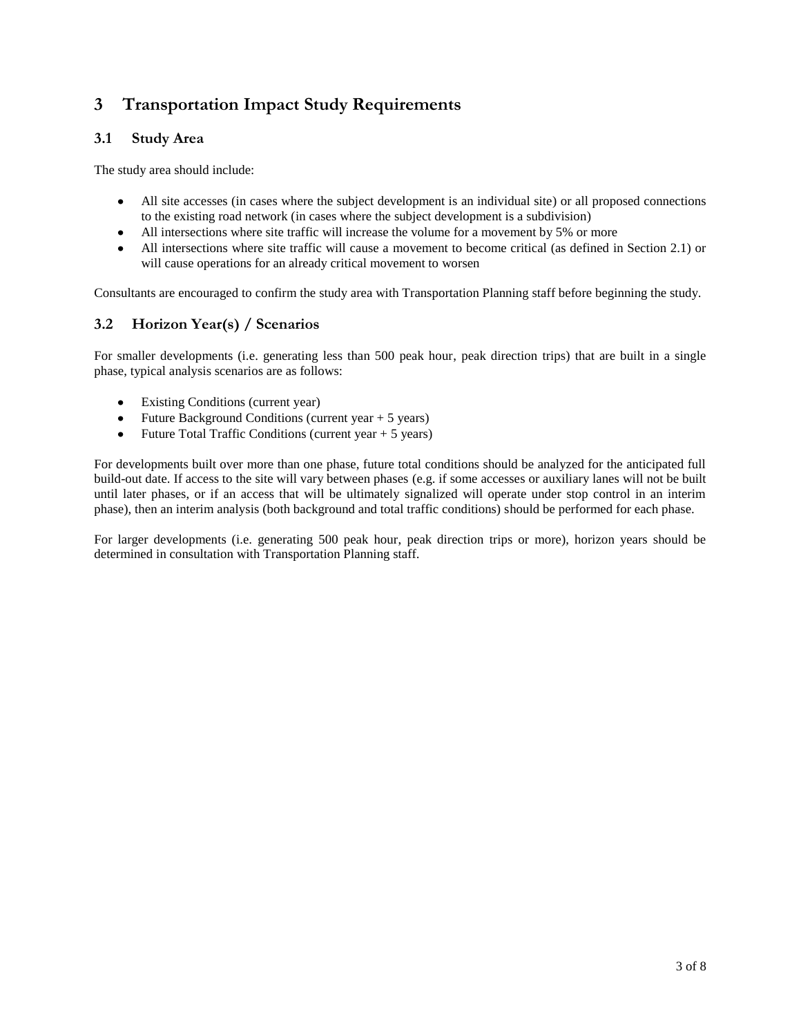# 3 Transportation Impact Study Requirements

## 3.1 Study Area

The study area should include:

- All site accesses (in cases where the subject development is an individual site) or all proposed connections to the existing road network (in cases where the subject development is a subdivision)
- All intersections where site traffic will increase the volume for a movement by 5% or more
- All intersections where site traffic will cause a movement to become critical (as defined in Section 2.1) or will cause operations for an already critical movement to worsen

Consultants are encouraged to confirm the study area with Transportation Planning staff before beginning the study.

## 3.2 Horizon Year(s) / Scenarios

For smaller developments (i.e. generating less than 500 peak hour, peak direction trips) that are built in a single phase, typical analysis scenarios are as follows:

- Existing Conditions (current year)
- Future Background Conditions (current year + 5 years)
- Future Total Traffic Conditions (current year + 5 years)

For developments built over more than one phase, future total conditions should be analyzed for the anticipated full build-out date. If access to the site will vary between phases (e.g. if some accesses or auxiliary lanes will not be built until later phases, or if an access that will be ultimately signalized will operate under stop control in an interim phase), then an interim analysis (both background and total traffic conditions) should be performed for each phase.

For larger developments (i.e. generating 500 peak hour, peak direction trips or more), horizon years should be determined in consultation with Transportation Planning staff.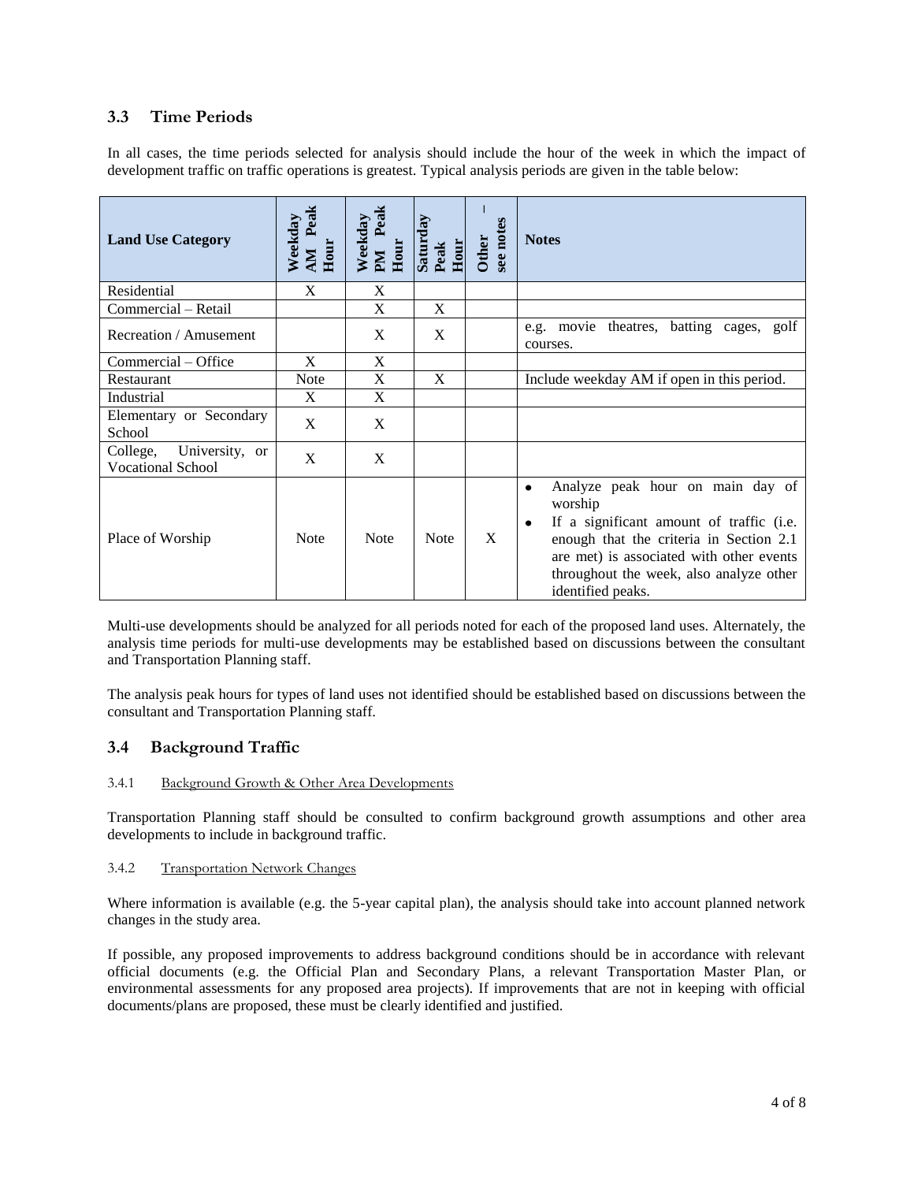## 3.3 Time Periods

In all cases, the time periods selected for analysis should include the hour of the week in which the impact of development traffic on traffic operations is greatest. Typical analysis periods are given in the table below:

| Land Use Category | Weekday AM Peak Hour | Weekday PM Peak Hour | Saturday Peak Hour | Other – see notes | Notes |
|---|---|---|---|---|---|
| Residential | X | X | | | |
| Commercial – Retail | | X | X | | |
| Recreation / Amusement | | X | X | | e.g. movie theatres, batting cages, golf courses. |
| Commercial – Office | X | X | | | |
| Restaurant | Note | X | X | | Include weekday AM if open in this period. |
| Industrial | X | X | | | |
| Elementary or Secondary School | X | X | | | |
| College, University, or Vocational School | X | X | | | |
| Place of Worship | Note | Note | Note | X | • Analyze peak hour on main day of worship<br>• If a significant amount of traffic (i.e. enough that the criteria in Section 2.1 are met) is associated with other events throughout the week, also analyze other identified peaks. |

Multi-use developments should be analyzed for all periods noted for each of the proposed land uses. Alternately, the analysis time periods for multi-use developments may be established based on discussions between the consultant and Transportation Planning staff.

The analysis peak hours for types of land uses not identified should be established based on discussions between the consultant and Transportation Planning staff.

## 3.4 Background Traffic

### 3.4.1 Background Growth & Other Area Developments

Transportation Planning staff should be consulted to confirm background growth assumptions and other area developments to include in background traffic.

### 3.4.2 Transportation Network Changes

Where information is available (e.g. the 5-year capital plan), the analysis should take into account planned network changes in the study area.

If possible, any proposed improvements to address background conditions should be in accordance with relevant official documents (e.g. the Official Plan and Secondary Plans, a relevant Transportation Master Plan, or environmental assessments for any proposed area projects). If improvements that are not in keeping with official documents/plans are proposed, these must be clearly identified and justified.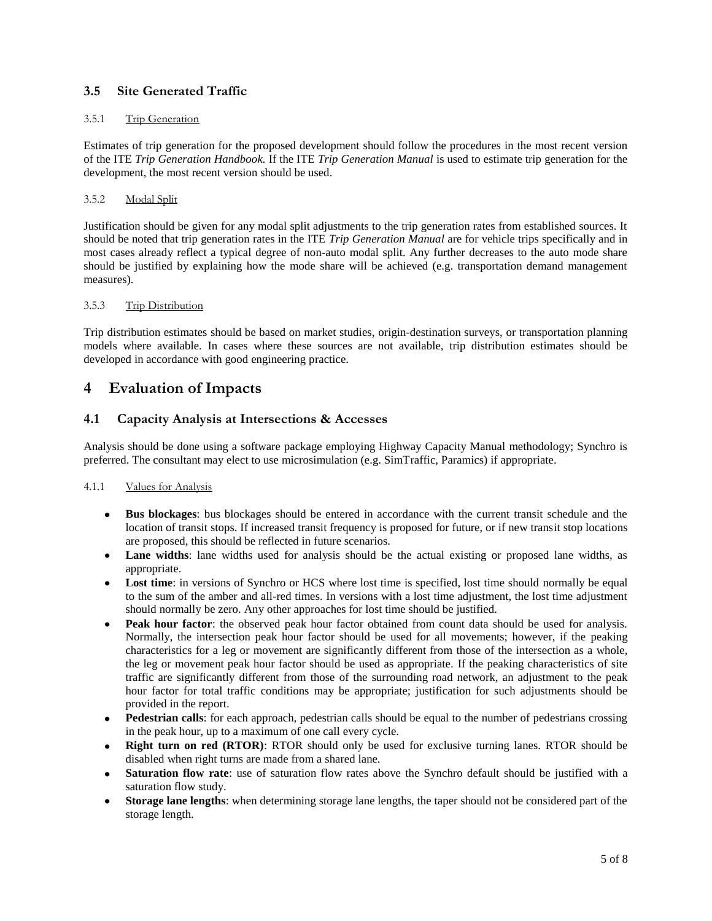## 3.5 Site Generated Traffic

### 3.5.1 Trip Generation

Estimates of trip generation for the proposed development should follow the procedures in the most recent version of the ITE *Trip Generation Handbook*. If the ITE *Trip Generation Manual* is used to estimate trip generation for the development, the most recent version should be used.

### 3.5.2 Modal Split

Justification should be given for any modal split adjustments to the trip generation rates from established sources. It should be noted that trip generation rates in the ITE *Trip Generation Manual* are for vehicle trips specifically and in most cases already reflect a typical degree of non-auto modal split. Any further decreases to the auto mode share should be justified by explaining how the mode share will be achieved (e.g. transportation demand management measures).

### 3.5.3 Trip Distribution

Trip distribution estimates should be based on market studies, origin-destination surveys, or transportation planning models where available. In cases where these sources are not available, trip distribution estimates should be developed in accordance with good engineering practice.

# 4 Evaluation of Impacts

## 4.1 Capacity Analysis at Intersections & Accesses

Analysis should be done using a software package employing Highway Capacity Manual methodology; Synchro is preferred. The consultant may elect to use microsimulation (e.g. SimTraffic, Paramics) if appropriate.

### 4.1.1 Values for Analysis

- **Bus blockages**: bus blockages should be entered in accordance with the current transit schedule and the location of transit stops. If increased transit frequency is proposed for future, or if new transit stop locations are proposed, this should be reflected in future scenarios.
- **Lane widths**: lane widths used for analysis should be the actual existing or proposed lane widths, as appropriate.
- **Lost time**: in versions of Synchro or HCS where lost time is specified, lost time should normally be equal to the sum of the amber and all-red times. In versions with a lost time adjustment, the lost time adjustment should normally be zero. Any other approaches for lost time should be justified.
- **Peak hour factor**: the observed peak hour factor obtained from count data should be used for analysis. Normally, the intersection peak hour factor should be used for all movements; however, if the peaking characteristics for a leg or movement are significantly different from those of the intersection as a whole, the leg or movement peak hour factor should be used as appropriate. If the peaking characteristics of site traffic are significantly different from those of the surrounding road network, an adjustment to the peak hour factor for total traffic conditions may be appropriate; justification for such adjustments should be provided in the report.
- **Pedestrian calls**: for each approach, pedestrian calls should be equal to the number of pedestrians crossing in the peak hour, up to a maximum of one call every cycle.
- **Right turn on red (RTOR)**: RTOR should only be used for exclusive turning lanes. RTOR should be disabled when right turns are made from a shared lane.
- **Saturation flow rate**: use of saturation flow rates above the Synchro default should be justified with a saturation flow study.
- **Storage lane lengths**: when determining storage lane lengths, the taper should not be considered part of the storage length.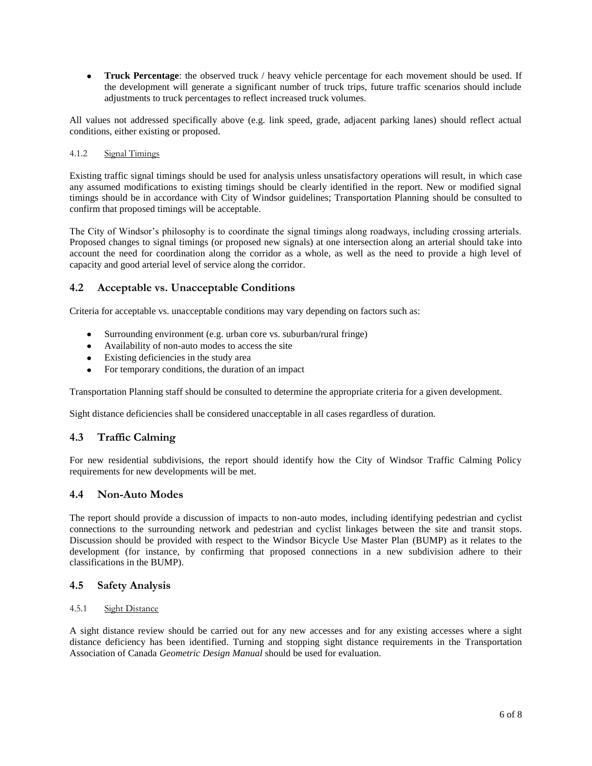- **Truck Percentage**: the observed truck / heavy vehicle percentage for each movement should be used. If the development will generate a significant number of truck trips, future traffic scenarios should include adjustments to truck percentages to reflect increased truck volumes.

All values not addressed specifically above (e.g. link speed, grade, adjacent parking lanes) should reflect actual conditions, either existing or proposed.

#### 4.1.2 Signal Timings

Existing traffic signal timings should be used for analysis unless unsatisfactory operations will result, in which case any assumed modifications to existing timings should be clearly identified in the report. New or modified signal timings should be in accordance with City of Windsor guidelines; Transportation Planning should be consulted to confirm that proposed timings will be acceptable.

The City of Windsor's philosophy is to coordinate the signal timings along roadways, including crossing arterials. Proposed changes to signal timings (or proposed new signals) at one intersection along an arterial should take into account the need for coordination along the corridor as a whole, as well as the need to provide a high level of capacity and good arterial level of service along the corridor.

### 4.2 Acceptable vs. Unacceptable Conditions

Criteria for acceptable vs. unacceptable conditions may vary depending on factors such as:

- Surrounding environment (e.g. urban core vs. suburban/rural fringe)
- Availability of non-auto modes to access the site
- Existing deficiencies in the study area
- For temporary conditions, the duration of an impact

Transportation Planning staff should be consulted to determine the appropriate criteria for a given development.

Sight distance deficiencies shall be considered unacceptable in all cases regardless of duration.

### 4.3 Traffic Calming

For new residential subdivisions, the report should identify how the City of Windsor Traffic Calming Policy requirements for new developments will be met.

### 4.4 Non-Auto Modes

The report should provide a discussion of impacts to non-auto modes, including identifying pedestrian and cyclist connections to the surrounding network and pedestrian and cyclist linkages between the site and transit stops. Discussion should be provided with respect to the Windsor Bicycle Use Master Plan (BUMP) as it relates to the development (for instance, by confirming that proposed connections in a new subdivision adhere to their classifications in the BUMP).

### 4.5 Safety Analysis

#### 4.5.1 Sight Distance

A sight distance review should be carried out for any new accesses and for any existing accesses where a sight distance deficiency has been identified. Turning and stopping sight distance requirements in the Transportation Association of Canada *Geometric Design Manual* should be used for evaluation.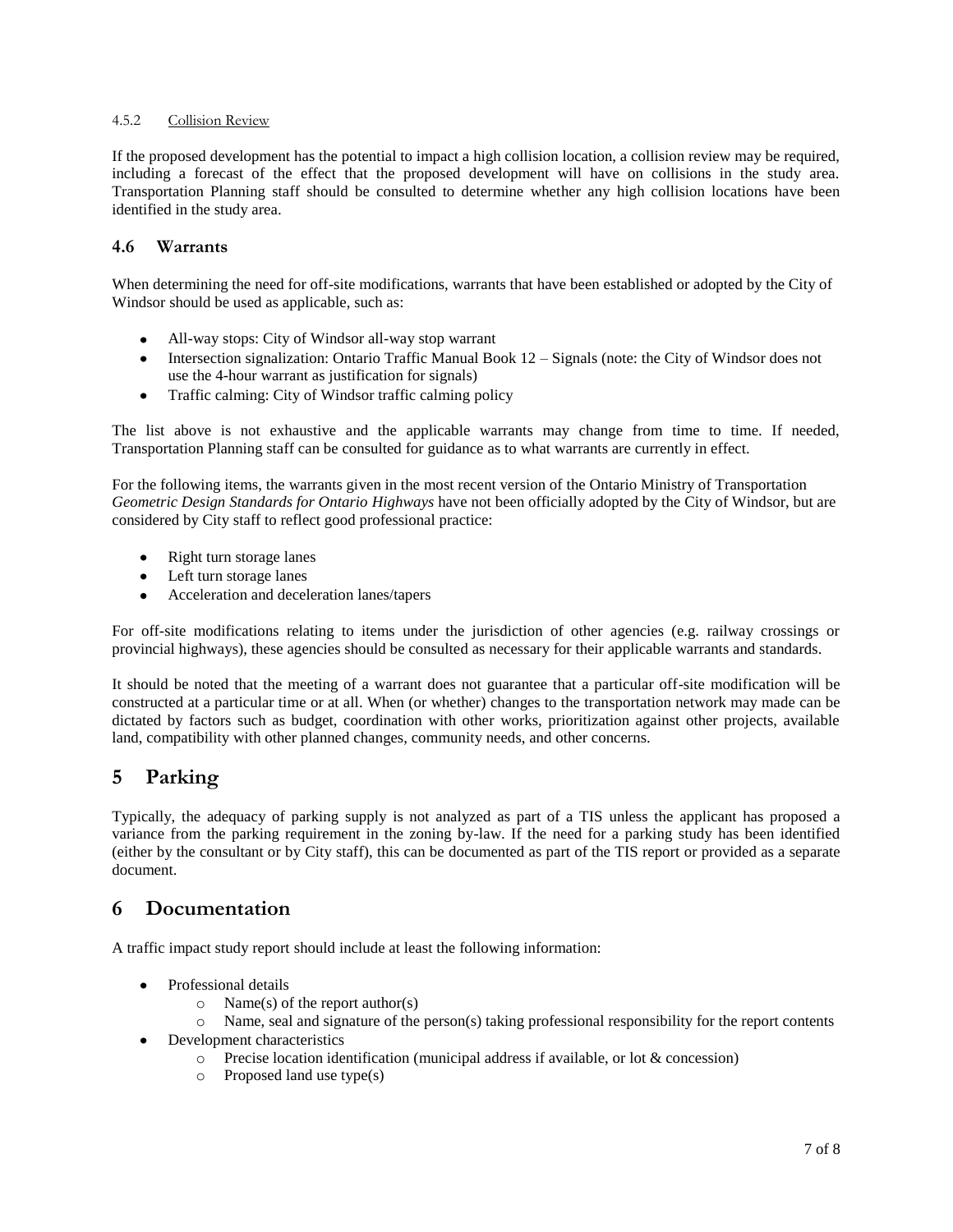#### 4.5.2 Collision Review

If the proposed development has the potential to impact a high collision location, a collision review may be required, including a forecast of the effect that the proposed development will have on collisions in the study area. Transportation Planning staff should be consulted to determine whether any high collision locations have been identified in the study area.

### 4.6 Warrants

When determining the need for off-site modifications, warrants that have been established or adopted by the City of Windsor should be used as applicable, such as:

- All-way stops: City of Windsor all-way stop warrant
- Intersection signalization: Ontario Traffic Manual Book 12 – Signals (note: the City of Windsor does not use the 4-hour warrant as justification for signals)
- Traffic calming: City of Windsor traffic calming policy

The list above is not exhaustive and the applicable warrants may change from time to time. If needed, Transportation Planning staff can be consulted for guidance as to what warrants are currently in effect.

For the following items, the warrants given in the most recent version of the Ontario Ministry of Transportation *Geometric Design Standards for Ontario Highways* have not been officially adopted by the City of Windsor, but are considered by City staff to reflect good professional practice:

- Right turn storage lanes
- Left turn storage lanes
- Acceleration and deceleration lanes/tapers

For off-site modifications relating to items under the jurisdiction of other agencies (e.g. railway crossings or provincial highways), these agencies should be consulted as necessary for their applicable warrants and standards.

It should be noted that the meeting of a warrant does not guarantee that a particular off-site modification will be constructed at a particular time or at all. When (or whether) changes to the transportation network may made can be dictated by factors such as budget, coordination with other works, prioritization against other projects, available land, compatibility with other planned changes, community needs, and other concerns.

# 5 Parking

Typically, the adequacy of parking supply is not analyzed as part of a TIS unless the applicant has proposed a variance from the parking requirement in the zoning by-law. If the need for a parking study has been identified (either by the consultant or by City staff), this can be documented as part of the TIS report or provided as a separate document.

# 6 Documentation

A traffic impact study report should include at least the following information:

- Professional details
  - Name(s) of the report author(s)
  - Name, seal and signature of the person(s) taking professional responsibility for the report contents
- Development characteristics
  - Precise location identification (municipal address if available, or lot & concession)
  - Proposed land use type(s)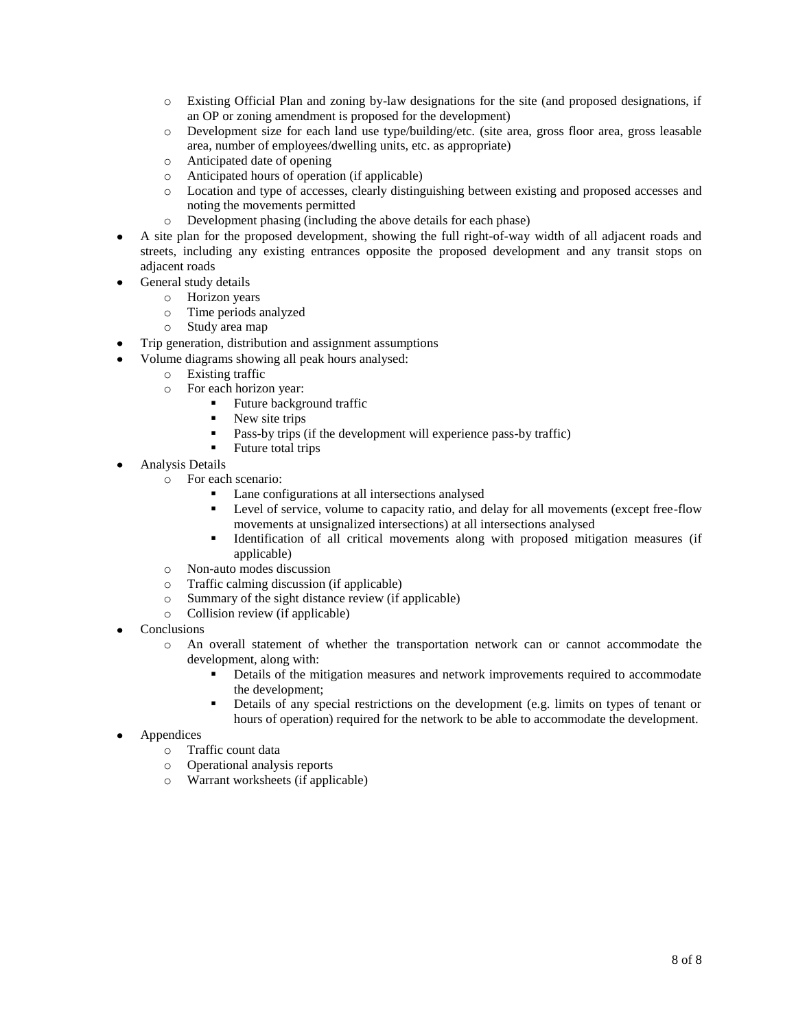- Existing Official Plan and zoning by-law designations for the site (and proposed designations, if an OP or zoning amendment is proposed for the development)
  - Development size for each land use type/building/etc. (site area, gross floor area, gross leasable area, number of employees/dwelling units, etc. as appropriate)
  - Anticipated date of opening
  - Anticipated hours of operation (if applicable)
  - Location and type of accesses, clearly distinguishing between existing and proposed accesses and noting the movements permitted
  - Development phasing (including the above details for each phase)
- A site plan for the proposed development, showing the full right-of-way width of all adjacent roads and streets, including any existing entrances opposite the proposed development and any transit stops on adjacent roads
- General study details
  - Horizon years
  - Time periods analyzed
  - Study area map
- Trip generation, distribution and assignment assumptions
- Volume diagrams showing all peak hours analysed:
  - Existing traffic
  - For each horizon year:
    - Future background traffic
    - New site trips
    - Pass-by trips (if the development will experience pass-by traffic)
    - Future total trips
- Analysis Details
  - For each scenario:
    - Lane configurations at all intersections analysed
    - Level of service, volume to capacity ratio, and delay for all movements (except free-flow movements at unsignalized intersections) at all intersections analysed
    - Identification of all critical movements along with proposed mitigation measures (if applicable)
  - Non-auto modes discussion
  - Traffic calming discussion (if applicable)
  - Summary of the sight distance review (if applicable)
  - Collision review (if applicable)
- Conclusions
  - An overall statement of whether the transportation network can or cannot accommodate the development, along with:
    - Details of the mitigation measures and network improvements required to accommodate the development;
    - Details of any special restrictions on the development (e.g. limits on types of tenant or hours of operation) required for the network to be able to accommodate the development.
- Appendices
  - Traffic count data
  - Operational analysis reports
  - Warrant worksheets (if applicable)